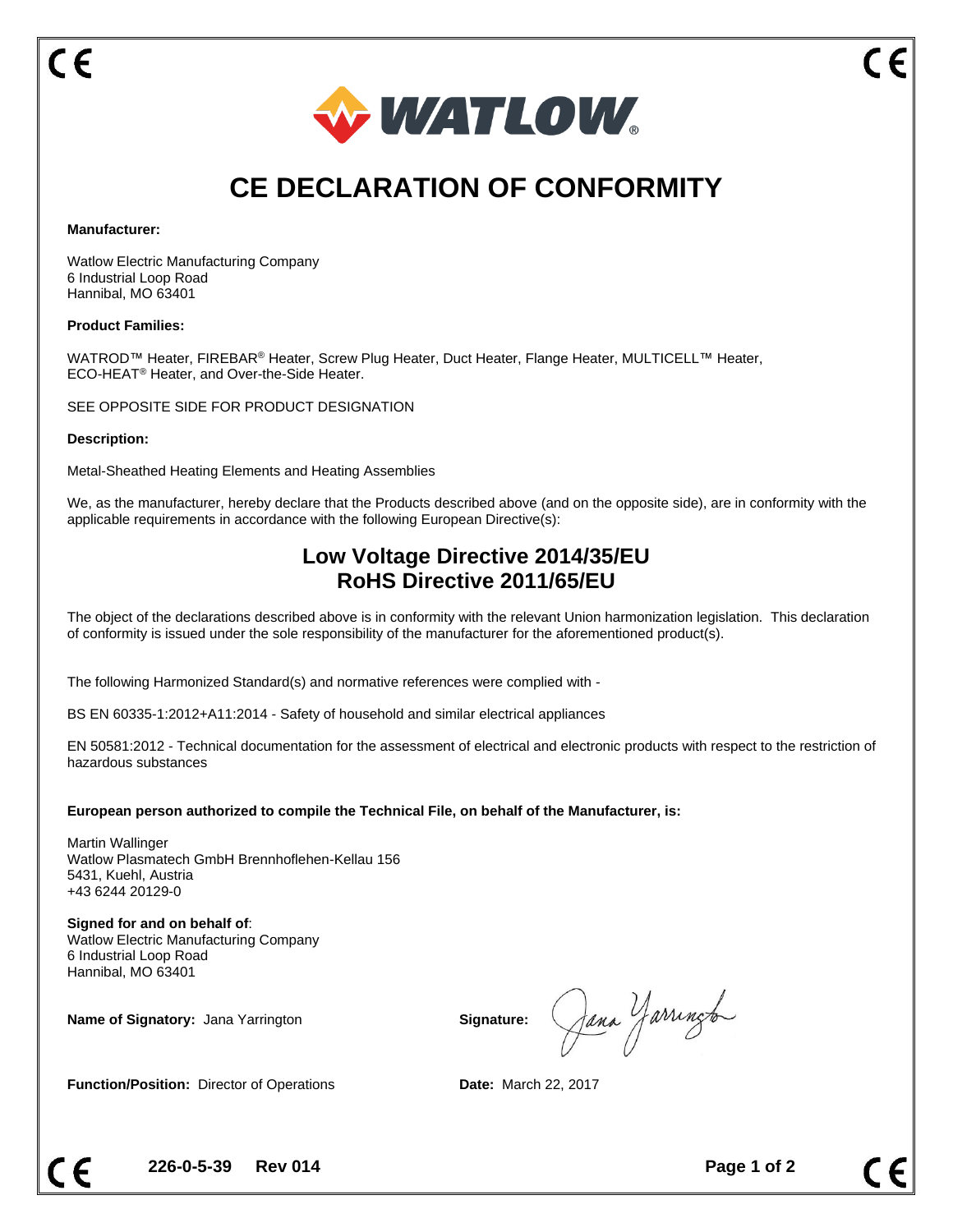# CE DECLARATION OF CONFORMITY

**Manufacturer:**

Watlow Electric Manufacturing Company
6 Industrial Loop Road
Hannibal, MO 63401

**Product Families:**

WATROD™ Heater, FIREBAR® Heater, Screw Plug Heater, Duct Heater, Flange Heater, MULTICELL™ Heater, ECO-HEAT® Heater, and Over-the-Side Heater.

SEE OPPOSITE SIDE FOR PRODUCT DESIGNATION

**Description:**

Metal-Sheathed Heating Elements and Heating Assemblies

We, as the manufacturer, hereby declare that the Products described above (and on the opposite side), are in conformity with the applicable requirements in accordance with the following European Directive(s):

## Low Voltage Directive 2014/35/EU
## RoHS Directive 2011/65/EU

The object of the declarations described above is in conformity with the relevant Union harmonization legislation. This declaration of conformity is issued under the sole responsibility of the manufacturer for the aforementioned product(s).

The following Harmonized Standard(s) and normative references were complied with -

BS EN 60335-1:2012+A11:2014 - Safety of household and similar electrical appliances

EN 50581:2012 - Technical documentation for the assessment of electrical and electronic products with respect to the restriction of hazardous substances

**European person authorized to compile the Technical File, on behalf of the Manufacturer, is:**

Martin Wallinger
Watlow Plasmatech GmbH Brennhoflehen-Kellau 156
5431, Kuehl, Austria
+43 6244 20129-0

**Signed for and on behalf of**:
Watlow Electric Manufacturing Company
6 Industrial Loop Road
Hannibal, MO 63401

**Name of Signatory:** Jana Yarrington

**Signature:** Jana Yarrington

**Function/Position:** Director of Operations

**Date:** March 22, 2017

**226-0-5-39 Rev 014**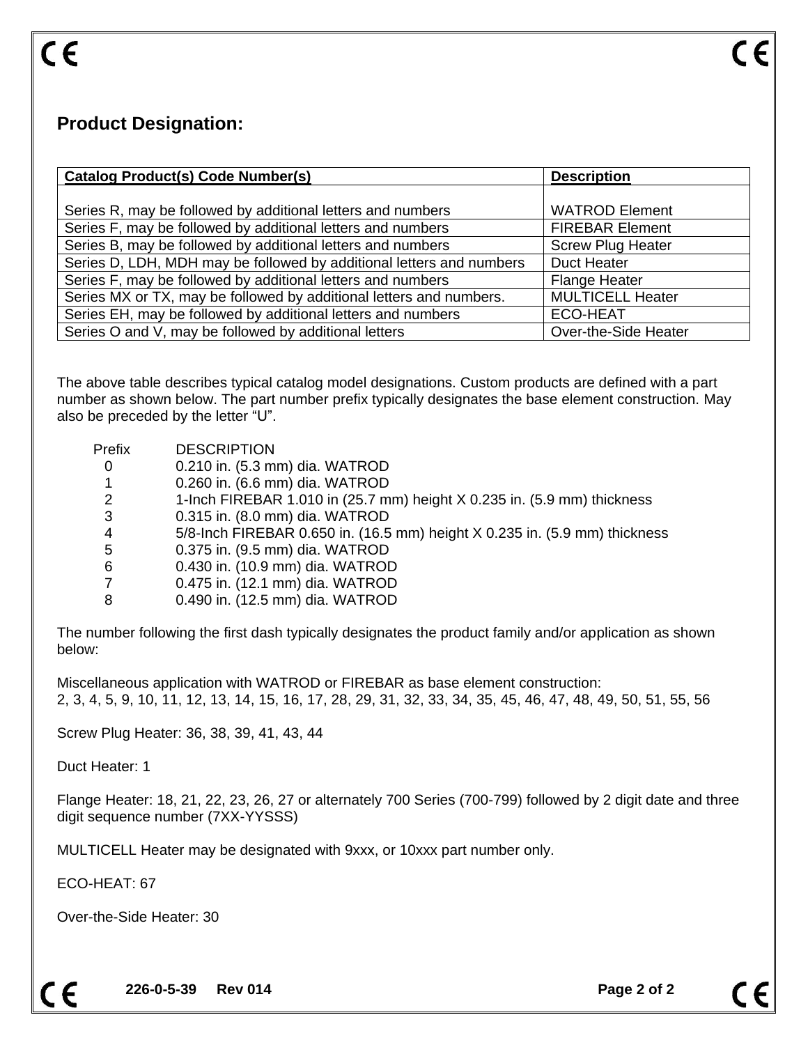## Product Designation:

| Catalog Product(s) Code Number(s) | Description |
|---|---|
| Series R, may be followed by additional letters and numbers | WATROD Element |
| Series F, may be followed by additional letters and numbers | FIREBAR Element |
| Series B, may be followed by additional letters and numbers | Screw Plug Heater |
| Series D, LDH, MDH may be followed by additional letters and numbers | Duct Heater |
| Series F, may be followed by additional letters and numbers | Flange Heater |
| Series MX or TX, may be followed by additional letters and numbers. | MULTICELL Heater |
| Series EH, may be followed by additional letters and numbers | ECO-HEAT |
| Series O and V, may be followed by additional letters | Over-the-Side Heater |

The above table describes typical catalog model designations. Custom products are defined with a part number as shown below. The part number prefix typically designates the base element construction. May also be preceded by the letter “U”.

| Prefix | DESCRIPTION |
|---|---|
| 0 | 0.210 in. (5.3 mm) dia. WATROD |
| 1 | 0.260 in. (6.6 mm) dia. WATROD |
| 2 | 1-Inch FIREBAR 1.010 in (25.7 mm) height X 0.235 in. (5.9 mm) thickness |
| 3 | 0.315 in. (8.0 mm) dia. WATROD |
| 4 | 5/8-Inch FIREBAR 0.650 in. (16.5 mm) height X 0.235 in. (5.9 mm) thickness |
| 5 | 0.375 in. (9.5 mm) dia. WATROD |
| 6 | 0.430 in. (10.9 mm) dia. WATROD |
| 7 | 0.475 in. (12.1 mm) dia. WATROD |
| 8 | 0.490 in. (12.5 mm) dia. WATROD |

The number following the first dash typically designates the product family and/or application as shown below:

Miscellaneous application with WATROD or FIREBAR as base element construction:
2, 3, 4, 5, 9, 10, 11, 12, 13, 14, 15, 16, 17, 28, 29, 31, 32, 33, 34, 35, 45, 46, 47, 48, 49, 50, 51, 55, 56

Screw Plug Heater: 36, 38, 39, 41, 43, 44

Duct Heater: 1

Flange Heater: 18, 21, 22, 23, 26, 27 or alternately 700 Series (700-799) followed by 2 digit date and three digit sequence number (7XX-YYSSS)

MULTICELL Heater may be designated with 9xxx, or 10xxx part number only.

ECO-HEAT: 67

Over-the-Side Heater: 30

226-0-5-39 Rev 014